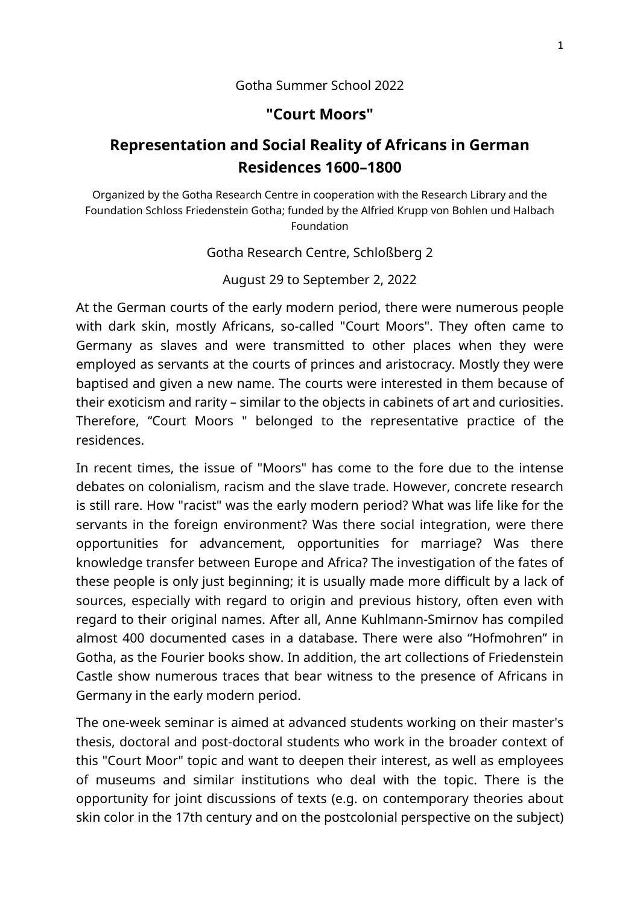Gotha Summer School 2022

## "Court Moors"

# Representation and Social Reality of Africans in German Residences 1600–1800

Organized by the Gotha Research Centre in cooperation with the Research Library and the Foundation Schloss Friedenstein Gotha; funded by the Alfried Krupp von Bohlen und Halbach Foundation

Gotha Research Centre, Schloßberg 2

August 29 to September 2, 2022

At the German courts of the early modern period, there were numerous people with dark skin, mostly Africans, so-called "Court Moors". They often came to Germany as slaves and were transmitted to other places when they were employed as servants at the courts of princes and aristocracy. Mostly they were baptised and given a new name. The courts were interested in them because of their exoticism and rarity – similar to the objects in cabinets of art and curiosities. Therefore, "Court Moors " belonged to the representative practice of the residences.

In recent times, the issue of "Moors" has come to the fore due to the intense debates on colonialism, racism and the slave trade. However, concrete research is still rare. How "racist" was the early modern period? What was life like for the servants in the foreign environment? Was there social integration, were there opportunities for advancement, opportunities for marriage? Was there knowledge transfer between Europe and Africa? The investigation of the fates of these people is only just beginning; it is usually made more difficult by a lack of sources, especially with regard to origin and previous history, often even with regard to their original names. After all, Anne Kuhlmann-Smirnov has compiled almost 400 documented cases in a database. There were also "Hofmohren" in Gotha, as the Fourier books show. In addition, the art collections of Friedenstein Castle show numerous traces that bear witness to the presence of Africans in Germany in the early modern period.

The one-week seminar is aimed at advanced students working on their master's thesis, doctoral and post-doctoral students who work in the broader context of this "Court Moor" topic and want to deepen their interest, as well as employees of museums and similar institutions who deal with the topic. There is the opportunity for joint discussions of texts (e.g. on contemporary theories about skin color in the 17th century and on the postcolonial perspective on the subject)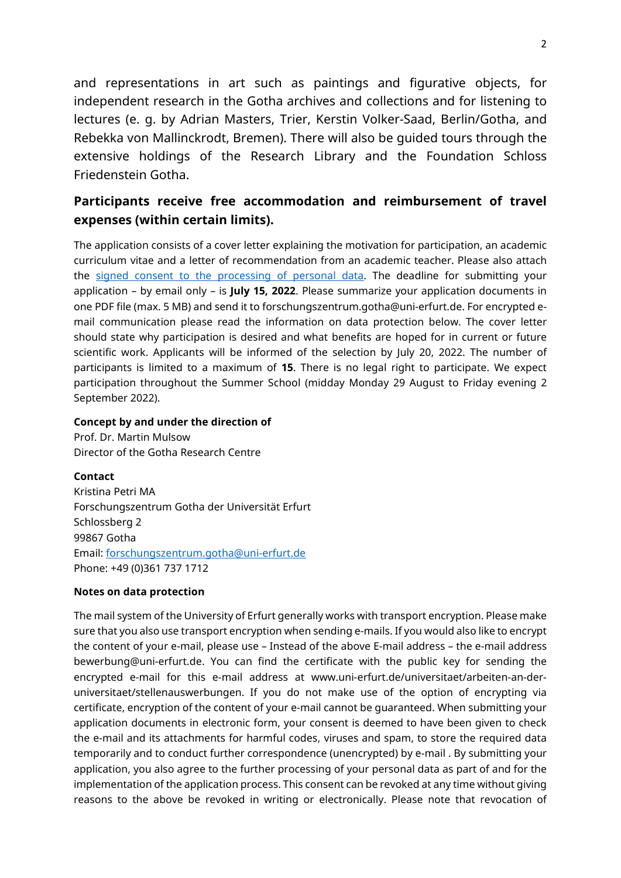and representations in art such as paintings and figurative objects, for independent research in the Gotha archives and collections and for listening to lectures (e. g. by Adrian Masters, Trier, Kerstin Volker-Saad, Berlin/Gotha, and Rebekka von Mallinckrodt, Bremen). There will also be guided tours through the extensive holdings of the Research Library and the Foundation Schloss Friedenstein Gotha.

## Participants receive free accommodation and reimbursement of travel expenses (within certain limits).

The application consists of a cover letter explaining the motivation for participation, an academic curriculum vitae and a letter of recommendation from an academic teacher. Please also attach the signed consent to the processing of personal data. The deadline for submitting your application – by email only – is **July 15, 2022**. Please summarize your application documents in one PDF file (max. 5 MB) and send it to forschungszentrum.gotha@uni-erfurt.de. For encrypted e-mail communication please read the information on data protection below. The cover letter should state why participation is desired and what benefits are hoped for in current or future scientific work. Applicants will be informed of the selection by July 20, 2022. The number of participants is limited to a maximum of **15**. There is no legal right to participate. We expect participation throughout the Summer School (midday Monday 29 August to Friday evening 2 September 2022).

**Concept by and under the direction of**
Prof. Dr. Martin Mulsow
Director of the Gotha Research Centre

**Contact**
Kristina Petri MA
Forschungszentrum Gotha der Universität Erfurt
Schlossberg 2
99867 Gotha
Email: forschungszentrum.gotha@uni-erfurt.de
Phone: +49 (0)361 737 1712

**Notes on data protection**

The mail system of the University of Erfurt generally works with transport encryption. Please make sure that you also use transport encryption when sending e-mails. If you would also like to encrypt the content of your e-mail, please use – Instead of the above E-mail address – the e-mail address bewerbung@uni-erfurt.de. You can find the certificate with the public key for sending the encrypted e-mail for this e-mail address at www.uni-erfurt.de/universitaet/arbeiten-an-der-universitaet/stellenauswerbungen. If you do not make use of the option of encrypting via certificate, encryption of the content of your e-mail cannot be guaranteed. When submitting your application documents in electronic form, your consent is deemed to have been given to check the e-mail and its attachments for harmful codes, viruses and spam, to store the required data temporarily and to conduct further correspondence (unencrypted) by e-mail . By submitting your application, you also agree to the further processing of your personal data as part of and for the implementation of the application process. This consent can be revoked at any time without giving reasons to the above be revoked in writing or electronically. Please note that revocation of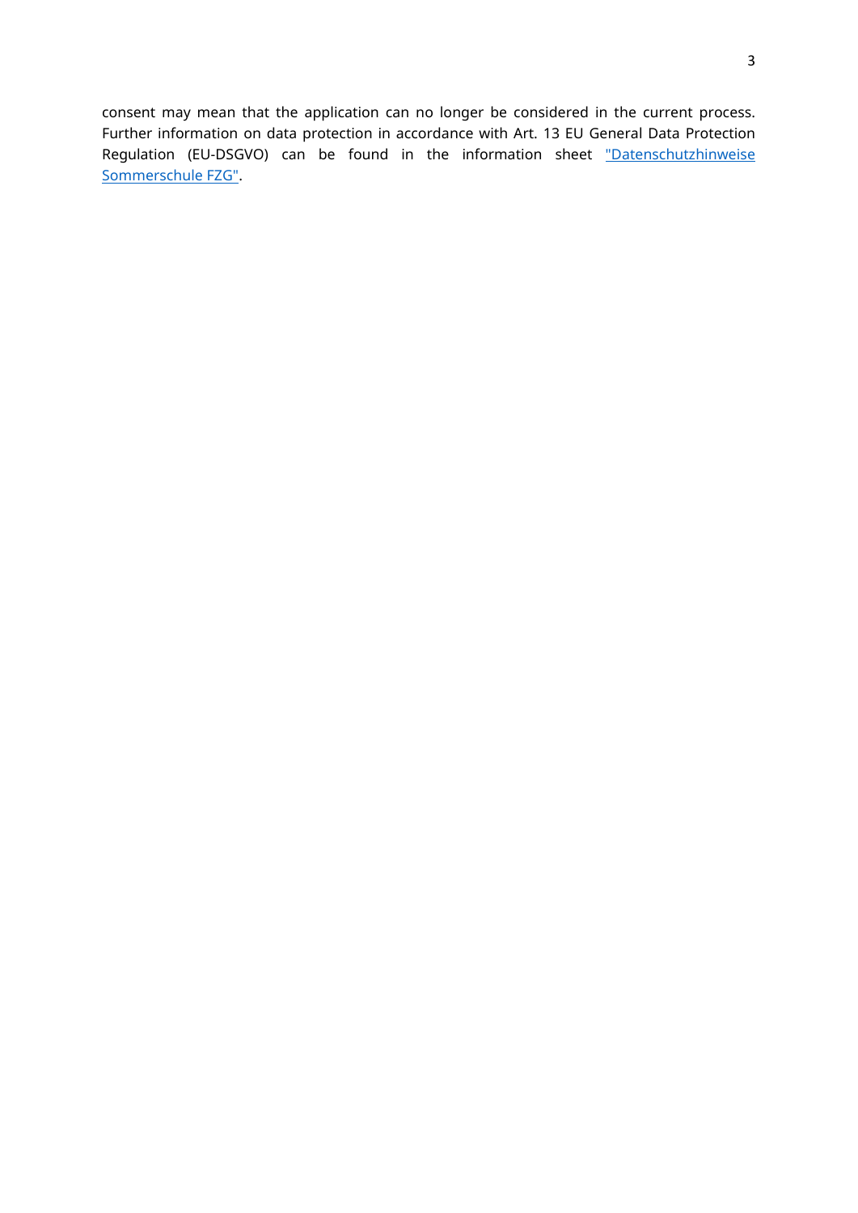consent may mean that the application can no longer be considered in the current process. Further information on data protection in accordance with Art. 13 EU General Data Protection Regulation (EU-DSGVO) can be found in the information sheet "Datenschutzhinweise Sommerschule FZG".